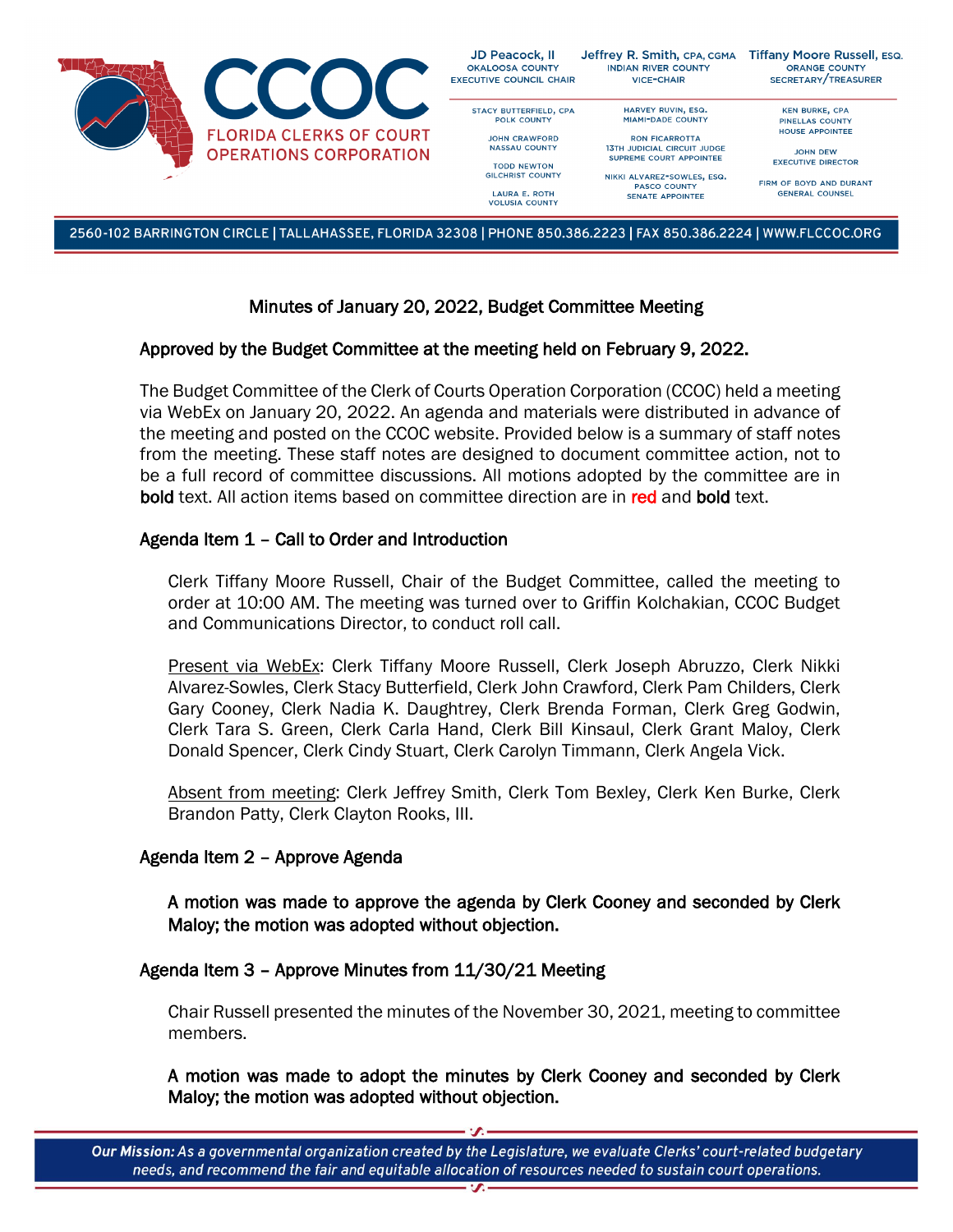Minutes of January 20, 2022, Budget Committee Meeting

**Approved by the Budget Committee at the meeting held on February 9, 2022.**

The Budget Committee of the Clerk of Courts Operation Corporation (CCOC) held a meeting via WebEx on January 20, 2022. An agenda and materials were distributed in advance of the meeting and posted on the CCOC website. Provided below is a summary of staff notes from the meeting. These staff notes are designed to document committee action, not to be a full record of committee discussions. All motions adopted by the committee are in **bold** text. All action items based on committee direction are in **red** and **bold** text.

## Agenda Item 1 – Call to Order and Introduction

Clerk Tiffany Moore Russell, Chair of the Budget Committee, called the meeting to order at 10:00 AM. The meeting was turned over to Griffin Kolchakian, CCOC Budget and Communications Director, to conduct roll call.

Present via WebEx: Clerk Tiffany Moore Russell, Clerk Joseph Abruzzo, Clerk Nikki Alvarez-Sowles, Clerk Stacy Butterfield, Clerk John Crawford, Clerk Pam Childers, Clerk Gary Cooney, Clerk Nadia K. Daughtrey, Clerk Brenda Forman, Clerk Greg Godwin, Clerk Tara S. Green, Clerk Carla Hand, Clerk Bill Kinsaul, Clerk Grant Maloy, Clerk Donald Spencer, Clerk Cindy Stuart, Clerk Carolyn Timmann, Clerk Angela Vick.

Absent from meeting: Clerk Jeffrey Smith, Clerk Tom Bexley, Clerk Ken Burke, Clerk Brandon Patty, Clerk Clayton Rooks, III.

## Agenda Item 2 – Approve Agenda

**A motion was made to approve the agenda by Clerk Cooney and seconded by Clerk Maloy; the motion was adopted without objection.**

## Agenda Item 3 – Approve Minutes from 11/30/21 Meeting

Chair Russell presented the minutes of the November 30, 2021, meeting to committee members.

**A motion was made to adopt the minutes by Clerk Cooney and seconded by Clerk Maloy; the motion was adopted without objection.**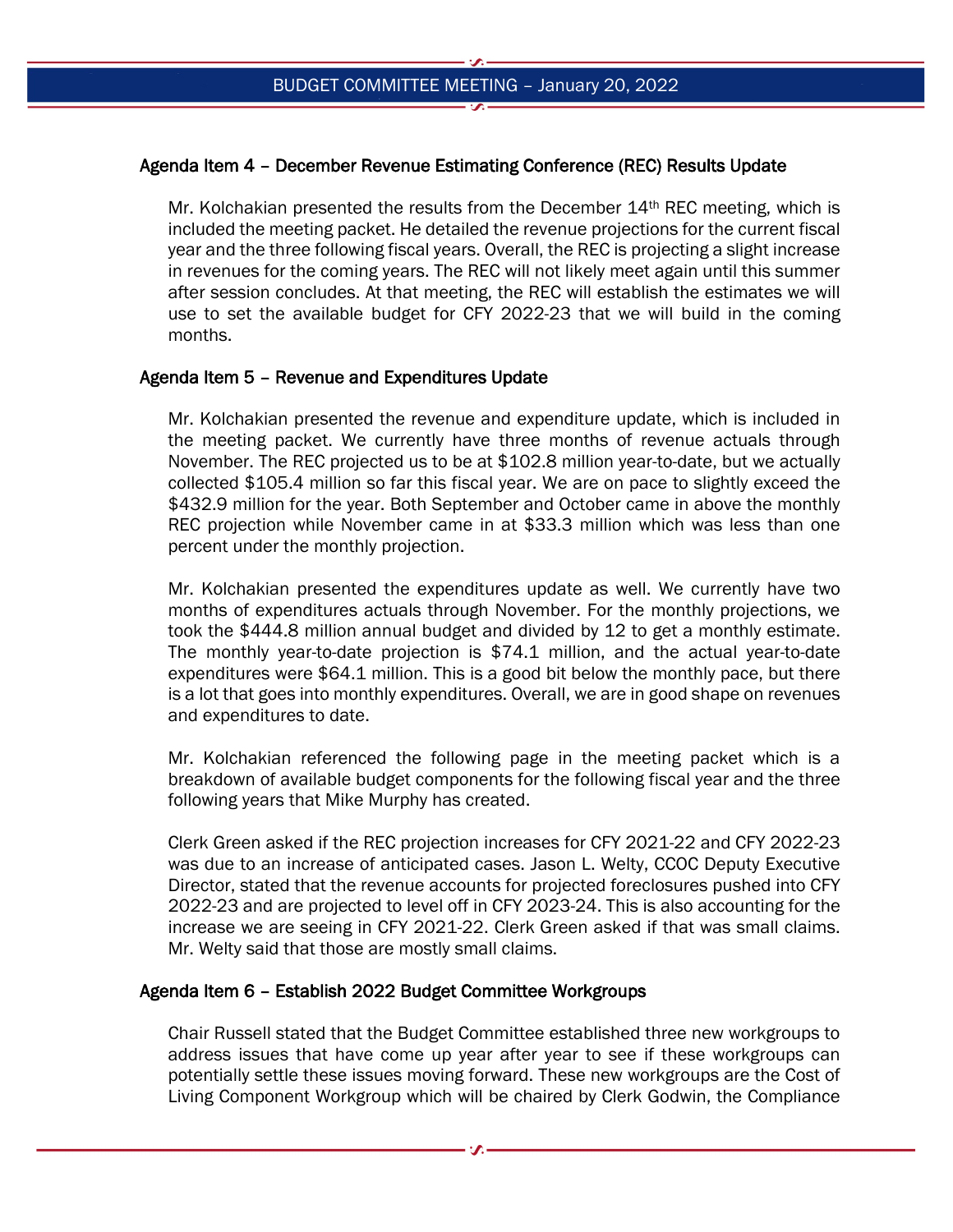### Agenda Item 4 – December Revenue Estimating Conference (REC) Results Update

Mr. Kolchakian presented the results from the December 14th REC meeting, which is included the meeting packet. He detailed the revenue projections for the current fiscal year and the three following fiscal years. Overall, the REC is projecting a slight increase in revenues for the coming years. The REC will not likely meet again until this summer after session concludes. At that meeting, the REC will establish the estimates we will use to set the available budget for CFY 2022-23 that we will build in the coming months.

### Agenda Item 5 – Revenue and Expenditures Update

Mr. Kolchakian presented the revenue and expenditure update, which is included in the meeting packet. We currently have three months of revenue actuals through November. The REC projected us to be at $102.8 million year-to-date, but we actually collected $105.4 million so far this fiscal year. We are on pace to slightly exceed the $432.9 million for the year. Both September and October came in above the monthly REC projection while November came in at $33.3 million which was less than one percent under the monthly projection.

Mr. Kolchakian presented the expenditures update as well. We currently have two months of expenditures actuals through November. For the monthly projections, we took the $444.8 million annual budget and divided by 12 to get a monthly estimate. The monthly year-to-date projection is $74.1 million, and the actual year-to-date expenditures were $64.1 million. This is a good bit below the monthly pace, but there is a lot that goes into monthly expenditures. Overall, we are in good shape on revenues and expenditures to date.

Mr. Kolchakian referenced the following page in the meeting packet which is a breakdown of available budget components for the following fiscal year and the three following years that Mike Murphy has created.

Clerk Green asked if the REC projection increases for CFY 2021-22 and CFY 2022-23 was due to an increase of anticipated cases. Jason L. Welty, CCOC Deputy Executive Director, stated that the revenue accounts for projected foreclosures pushed into CFY 2022-23 and are projected to level off in CFY 2023-24. This is also accounting for the increase we are seeing in CFY 2021-22. Clerk Green asked if that was small claims. Mr. Welty said that those are mostly small claims.

### Agenda Item 6 – Establish 2022 Budget Committee Workgroups

Chair Russell stated that the Budget Committee established three new workgroups to address issues that have come up year after year to see if these workgroups can potentially settle these issues moving forward. These new workgroups are the Cost of Living Component Workgroup which will be chaired by Clerk Godwin, the Compliance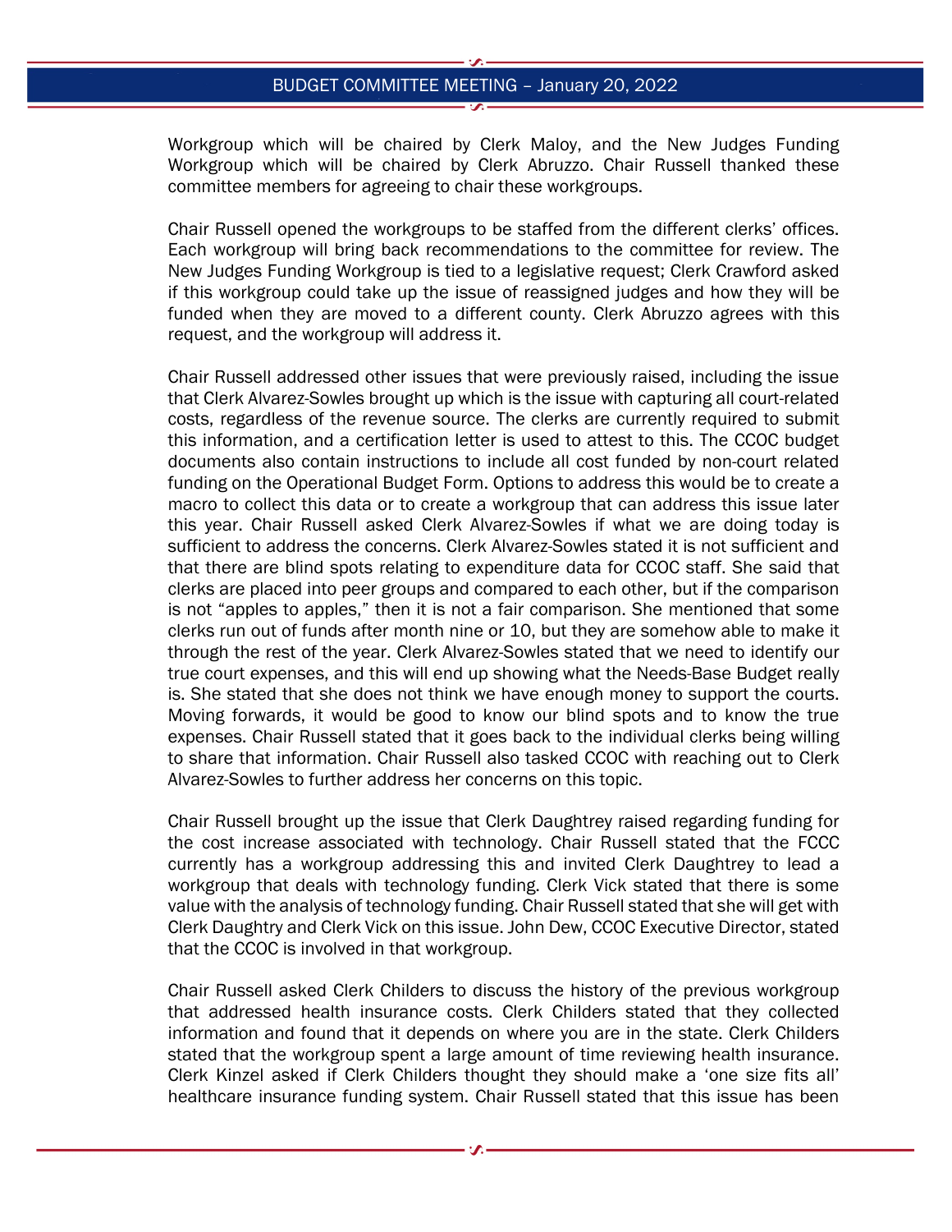Workgroup which will be chaired by Clerk Maloy, and the New Judges Funding Workgroup which will be chaired by Clerk Abruzzo. Chair Russell thanked these committee members for agreeing to chair these workgroups.

Chair Russell opened the workgroups to be staffed from the different clerks' offices. Each workgroup will bring back recommendations to the committee for review. The New Judges Funding Workgroup is tied to a legislative request; Clerk Crawford asked if this workgroup could take up the issue of reassigned judges and how they will be funded when they are moved to a different county. Clerk Abruzzo agrees with this request, and the workgroup will address it.

Chair Russell addressed other issues that were previously raised, including the issue that Clerk Alvarez-Sowles brought up which is the issue with capturing all court-related costs, regardless of the revenue source. The clerks are currently required to submit this information, and a certification letter is used to attest to this. The CCOC budget documents also contain instructions to include all cost funded by non-court related funding on the Operational Budget Form. Options to address this would be to create a macro to collect this data or to create a workgroup that can address this issue later this year. Chair Russell asked Clerk Alvarez-Sowles if what we are doing today is sufficient to address the concerns. Clerk Alvarez-Sowles stated it is not sufficient and that there are blind spots relating to expenditure data for CCOC staff. She said that clerks are placed into peer groups and compared to each other, but if the comparison is not "apples to apples," then it is not a fair comparison. She mentioned that some clerks run out of funds after month nine or 10, but they are somehow able to make it through the rest of the year. Clerk Alvarez-Sowles stated that we need to identify our true court expenses, and this will end up showing what the Needs-Base Budget really is. She stated that she does not think we have enough money to support the courts. Moving forwards, it would be good to know our blind spots and to know the true expenses. Chair Russell stated that it goes back to the individual clerks being willing to share that information. Chair Russell also tasked CCOC with reaching out to Clerk Alvarez-Sowles to further address her concerns on this topic.

Chair Russell brought up the issue that Clerk Daughtrey raised regarding funding for the cost increase associated with technology. Chair Russell stated that the FCCC currently has a workgroup addressing this and invited Clerk Daughtrey to lead a workgroup that deals with technology funding. Clerk Vick stated that there is some value with the analysis of technology funding. Chair Russell stated that she will get with Clerk Daughtry and Clerk Vick on this issue. John Dew, CCOC Executive Director, stated that the CCOC is involved in that workgroup.

Chair Russell asked Clerk Childers to discuss the history of the previous workgroup that addressed health insurance costs. Clerk Childers stated that they collected information and found that it depends on where you are in the state. Clerk Childers stated that the workgroup spent a large amount of time reviewing health insurance. Clerk Kinzel asked if Clerk Childers thought they should make a 'one size fits all' healthcare insurance funding system. Chair Russell stated that this issue has been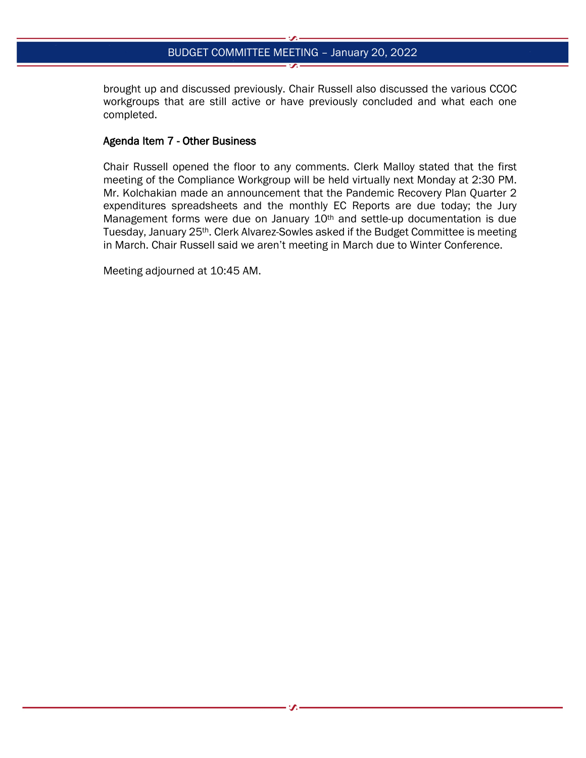brought up and discussed previously. Chair Russell also discussed the various CCOC workgroups that are still active or have previously concluded and what each one completed.

### Agenda Item 7 - Other Business

Chair Russell opened the floor to any comments. Clerk Malloy stated that the first meeting of the Compliance Workgroup will be held virtually next Monday at 2:30 PM. Mr. Kolchakian made an announcement that the Pandemic Recovery Plan Quarter 2 expenditures spreadsheets and the monthly EC Reports are due today; the Jury Management forms were due on January 10th and settle-up documentation is due Tuesday, January 25th. Clerk Alvarez-Sowles asked if the Budget Committee is meeting in March. Chair Russell said we aren't meeting in March due to Winter Conference.

Meeting adjourned at 10:45 AM.